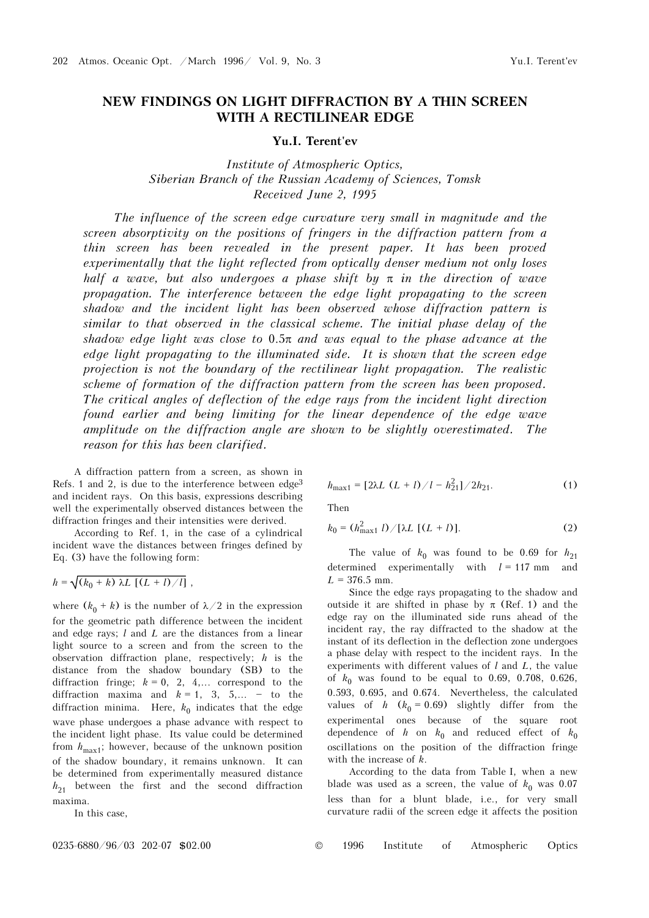# NEW FINDINGS ON LIGHT DIFFRACTION BY A THIN SCREEN WITH A RECTILINEAR EDGE

**Yu.I. Terent'ev**

*Institute of Atmospheric Optics,*
*Siberian Branch of the Russian Academy of Sciences, Tomsk*
*Received June 2, 1995*

*The influence of the screen edge curvature very small in magnitude and the screen absorptivity on the positions of fringers in the diffraction pattern from a thin screen has been revealed in the present paper. It has been proved experimentally that the light reflected from optically denser medium not only loses half a wave, but also undergoes a phase shift by π in the direction of wave propagation. The interference between the edge light propagating to the screen shadow and the incident light has been observed whose diffraction pattern is similar to that observed in the classical scheme. The initial phase delay of the shadow edge light was close to 0.5π and was equal to the phase advance at the edge light propagating to the illuminated side. It is shown that the screen edge projection is not the boundary of the rectilinear light propagation. The realistic scheme of formation of the diffraction pattern from the screen has been proposed. The critical angles of deflection of the edge rays from the incident light direction found earlier and being limiting for the linear dependence of the edge wave amplitude on the diffraction angle are shown to be slightly overestimated. The reason for this has been clarified.*

A diffraction pattern from a screen, as shown in Refs. 1 and 2, is due to the interference between edge[3] and incident rays. On this basis, expressions describing well the experimentally observed distances between the diffraction fringes and their intensities were derived.

According to Ref. 1, in the case of a cylindrical incident wave the distances between fringes defined by Eq. (3) have the following form:

$$h = \sqrt{(k_0 + k)\,\lambda L\,[(L + l)/l]}\ ,$$

where $(k_0 + k)$ is the number of $\lambda/2$ in the expression for the geometric path difference between the incident and edge rays; $l$ and $L$ are the distances from a linear light source to a screen and from the screen to the observation diffraction plane, respectively; $h$ is the distance from the shadow boundary (SB) to the diffraction fringe; $k = 0$, 2, 4,... correspond to the diffraction maxima and $k = 1$, 3, 5,... – to the diffraction minima. Here, $k_0$ indicates that the edge wave phase undergoes a phase advance with respect to the incident light phase. Its value could be determined from $h_{\max1}$; however, because of the unknown position of the shadow boundary, it remains unknown. It can be determined from experimentally measured distance $h_{21}$ between the first and the second diffraction maxima.

In this case,

$$h_{\max1} = [2\lambda L\ (L + l)/l - h_{21}^2]/2h_{21}. \qquad (1)$$

Then

$$k_0 = (h_{\max1}^2\ l)/[\lambda L\ [(L + l)]. \qquad (2)$$

The value of $k_0$ was found to be 0.69 for $h_{21}$ determined experimentally with $l = 117$ mm and $L = 376.5$ mm.

Since the edge rays propagating to the shadow and outside it are shifted in phase by π (Ref. 1) and the edge ray on the illuminated side runs ahead of the incident ray, the ray diffracted to the shadow at the instant of its deflection in the deflection zone undergoes a phase delay with respect to the incident rays. In the experiments with different values of $l$ and $L$, the value of $k_0$ was found to be equal to 0.69, 0.708, 0.626, 0.593, 0.695, and 0.674. Nevertheless, the calculated values of $h$ ($k_0 = 0.69$) slightly differ from the experimental ones because of the square root dependence of $h$ on $k_0$ and reduced effect of $k_0$ oscillations on the position of the diffraction fringe with the increase of $k$.

According to the data from Table I, when a new blade was used as a screen, the value of $k_0$ was 0.07 less than for a blunt blade, i.e., for very small curvature radii of the screen edge it affects the position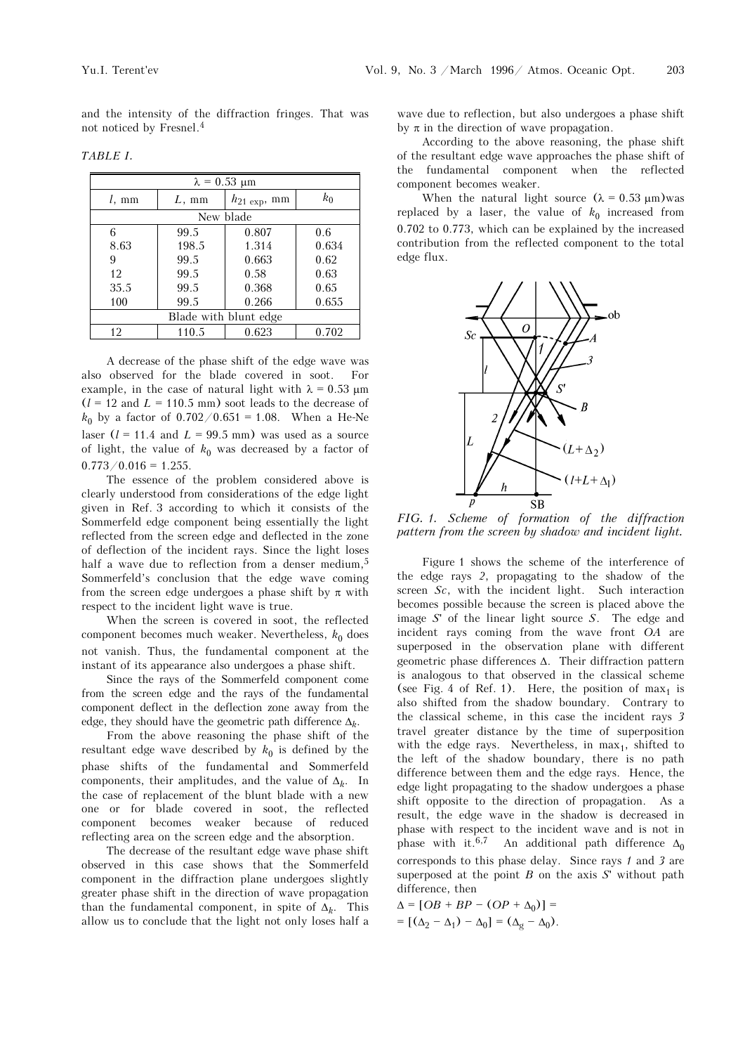and the intensity of the diffraction fringes. That was not noticed by Fresnel.[4]

*TABLE I.*

| $\lambda = 0.53$ μm | | | |
|---|---|---|---|
| $l$, mm | $L$, mm | $h_{21\ \exp}$, mm | $k_0$ |
| New blade | | | |
| 6 | 99.5 | 0.807 | 0.6 |
| 8.63 | 198.5 | 1.314 | 0.634 |
| 9 | 99.5 | 0.663 | 0.62 |
| 12 | 99.5 | 0.58 | 0.63 |
| 35.5 | 99.5 | 0.368 | 0.65 |
| 100 | 99.5 | 0.266 | 0.655 |
| Blade with blunt edge | | | |
| 12 | 110.5 | 0.623 | 0.702 |

A decrease of the phase shift of the edge wave was also observed for the blade covered in soot. For example, in the case of natural light with $\lambda = 0.53$ μm ($l = 12$ and $L = 110.5$ mm) soot leads to the decrease of $k_0$ by a factor of $0.702/0.651 = 1.08$. When a He-Ne laser ($l = 11.4$ and $L = 99.5$ mm) was used as a source of light, the value of $k_0$ was decreased by a factor of $0.773/0.016 = 1.255$.

The essence of the problem considered above is clearly understood from considerations of the edge light given in Ref. 3 according to which it consists of the Sommerfeld edge component being essentially the light reflected from the screen edge and deflected in the zone of deflection of the incident rays. Since the light loses half a wave due to reflection from a denser medium,[5] Sommerfeld's conclusion that the edge wave coming from the screen edge undergoes a phase shift by $\pi$ with respect to the incident light wave is true.

When the screen is covered in soot, the reflected component becomes much weaker. Nevertheless, $k_0$ does not vanish. Thus, the fundamental component at the instant of its appearance also undergoes a phase shift.

Since the rays of the Sommerfeld component come from the screen edge and the rays of the fundamental component deflect in the deflection zone away from the edge, they should have the geometric path difference $\Delta_k$.

From the above reasoning the phase shift of the resultant edge wave described by $k_0$ is defined by the phase shifts of the fundamental and Sommerfeld components, their amplitudes, and the value of $\Delta_k$. In the case of replacement of the blunt blade with a new one or for blade covered in soot, the reflected component becomes weaker because of reduced reflecting area on the screen edge and the absorption.

The decrease of the resultant edge wave phase shift observed in this case shows that the Sommerfeld component in the diffraction plane undergoes slightly greater phase shift in the direction of wave propagation than the fundamental component, in spite of $\Delta_k$. This allow us to conclude that the light not only loses half a wave due to reflection, but also undergoes a phase shift by $\pi$ in the direction of wave propagation.

According to the above reasoning, the phase shift of the resultant edge wave approaches the phase shift of the fundamental component when the reflected component becomes weaker.

When the natural light source ($\lambda = 0.53$ μm) was replaced by a laser, the value of $k_0$ increased from 0.702 to 0.773, which can be explained by the increased contribution from the reflected component to the total edge flux.

*FIG. 1. Scheme of formation of the diffraction pattern from the screen by shadow and incident light.*

Figure 1 shows the scheme of the interference of the edge rays *2*, propagating to the shadow of the screen *Sc*, with the incident light. Such interaction becomes possible because the screen is placed above the image *S'* of the linear light source *S*. The edge and incident rays coming from the wave front *OA* are superposed in the observation plane with different geometric phase differences $\Delta$. Their diffraction pattern is analogous to that observed in the classical scheme (see Fig. 4 of Ref. 1). Here, the position of $\max_1$ is also shifted from the shadow boundary. Contrary to the classical scheme, in this case the incident rays *3* travel greater distance by the time of superposition with the edge rays. Nevertheless, in $\max_1$, shifted to the left of the shadow boundary, there is no path difference between them and the edge rays. Hence, the edge light propagating to the shadow undergoes a phase shift opposite to the direction of propagation. As a result, the edge wave in the shadow is decreased in phase with respect to the incident wave and is not in phase with it.[6,7] An additional path difference $\Delta_0$ corresponds to this phase delay. Since rays *1* and *3* are superposed at the point *B* on the axis *S'* without path difference, then

$$\Delta = [OB + BP - (OP + \Delta_0)] =$$
$$= [(\Delta_2 - \Delta_1) - \Delta_0] = (\Delta_g - \Delta_0).$$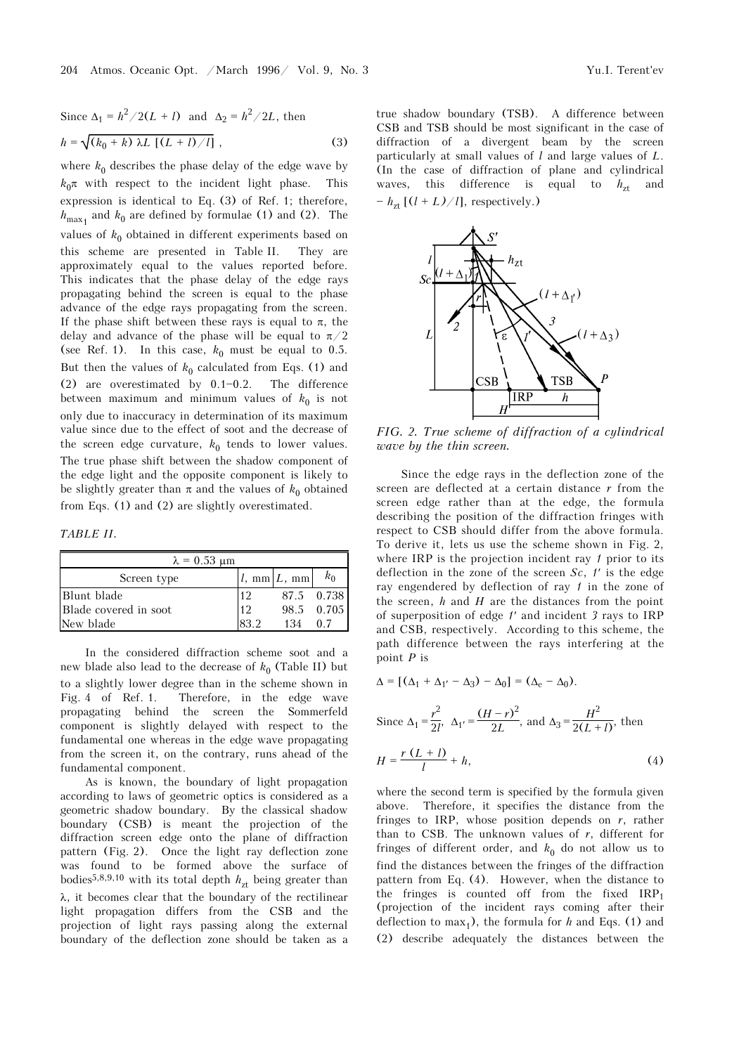Since $\Delta_1 = h^2/2(L + l)$ and $\Delta_2 = h^2/2L$, then

$$h = \sqrt{(k_0 + k)\,\lambda L\,[(L + l)/l]}\,, \tag{3}$$

where $k_0$ describes the phase delay of the edge wave by $k_0\pi$ with respect to the incident light phase. This expression is identical to Eq. (3) of Ref. 1; therefore, $h_{\max_1}$ and $k_0$ are defined by formulae (1) and (2). The values of $k_0$ obtained in different experiments based on this scheme are presented in Table II. They are approximately equal to the values reported before. This indicates that the phase delay of the edge rays propagating behind the screen is equal to the phase advance of the edge rays propagating from the screen. If the phase shift between these rays is equal to $\pi$, the delay and advance of the phase will be equal to $\pi/2$ (see Ref. 1). In this case, $k_0$ must be equal to 0.5. But then the values of $k_0$ calculated from Eqs. (1) and (2) are overestimated by 0.1–0.2. The difference between maximum and minimum values of $k_0$ is not only due to inaccuracy in determination of its maximum value since due to the effect of soot and the decrease of the screen edge curvature, $k_0$ tends to lower values. The true phase shift between the shadow component of the edge light and the opposite component is likely to be slightly greater than $\pi$ and the values of $k_0$ obtained from Eqs. (1) and (2) are slightly overestimated.

*TABLE II.*

| $\lambda = 0.53$ μm | | | |
|---|---|---|---|
| Screen type | $l$, mm | $L$, mm | $k_0$ |
| Blunt blade | 12 | 87.5 | 0.738 |
| Blade covered in soot | 12 | 98.5 | 0.705 |
| New blade | 83.2 | 134 | 0.7 |

In the considered diffraction scheme soot and a new blade also lead to the decrease of $k_0$ (Table II) but to a slightly lower degree than in the scheme shown in Fig. 4 of Ref. 1. Therefore, in the edge wave propagating behind the screen the Sommerfeld component is slightly delayed with respect to the fundamental one whereas in the edge wave propagating from the screen it, on the contrary, runs ahead of the fundamental component.

As is known, the boundary of light propagation according to laws of geometric optics is considered as a geometric shadow boundary. By the classical shadow boundary (CSB) is meant the projection of the diffraction screen edge onto the plane of diffraction pattern (Fig. 2). Once the light ray deflection zone was found to be formed above the surface of bodies[5,8,9,10] with its total depth $h_{zt}$ being greater than $\lambda$, it becomes clear that the boundary of the rectilinear light propagation differs from the CSB and the projection of light rays passing along the external boundary of the deflection zone should be taken as a true shadow boundary (TSB). A difference between CSB and TSB should be most significant in the case of diffraction of a divergent beam by the screen particularly at small values of $l$ and large values of $L$. (In the case of diffraction of plane and cylindrical waves, this difference is equal to $h_{zt}$ and $-\,h_{zt}\,[(l + L)/l]$, respectively.)

*FIG. 2. True scheme of diffraction of a cylindrical wave by the thin screen.*

Since the edge rays in the deflection zone of the screen are deflected at a certain distance $r$ from the screen edge rather than at the edge, the formula describing the position of the diffraction fringes with respect to CSB should differ from the above formula. To derive it, lets us use the scheme shown in Fig. 2, where IRP is the projection incident ray *1* prior to its deflection in the zone of the screen $Sc$, *1′* is the edge ray engendered by deflection of ray *1* in the zone of the screen, $h$ and $H$ are the distances from the point of superposition of edge *1′* and incident *3* rays to IRP and CSB, respectively. According to this scheme, the path difference between the rays interfering at the point $P$ is

$$\Delta = [(\Delta_1 + \Delta_{1'} - \Delta_3) - \Delta_0] = (\Delta_e - \Delta_0).$$

Since $\Delta_1 = \dfrac{r^2}{2l}$, $\Delta_{1'} = \dfrac{(H - r)^2}{2L}$, and $\Delta_3 = \dfrac{H^2}{2(L + l)}$, then

$$H = \frac{r\,(L + l)}{l} + h, \tag{4}$$

where the second term is specified by the formula given above. Therefore, it specifies the distance from the fringes to IRP, whose position depends on $r$, rather than to CSB. The unknown values of $r$, different for fringes of different order, and $k_0$ do not allow us to find the distances between the fringes of the diffraction pattern from Eq. (4). However, when the distance to the fringes is counted off from the fixed $\text{IRP}_1$ (projection of the incident rays coming after their deflection to $\max_1$), the formula for $h$ and Eqs. (1) and (2) describe adequately the distances between the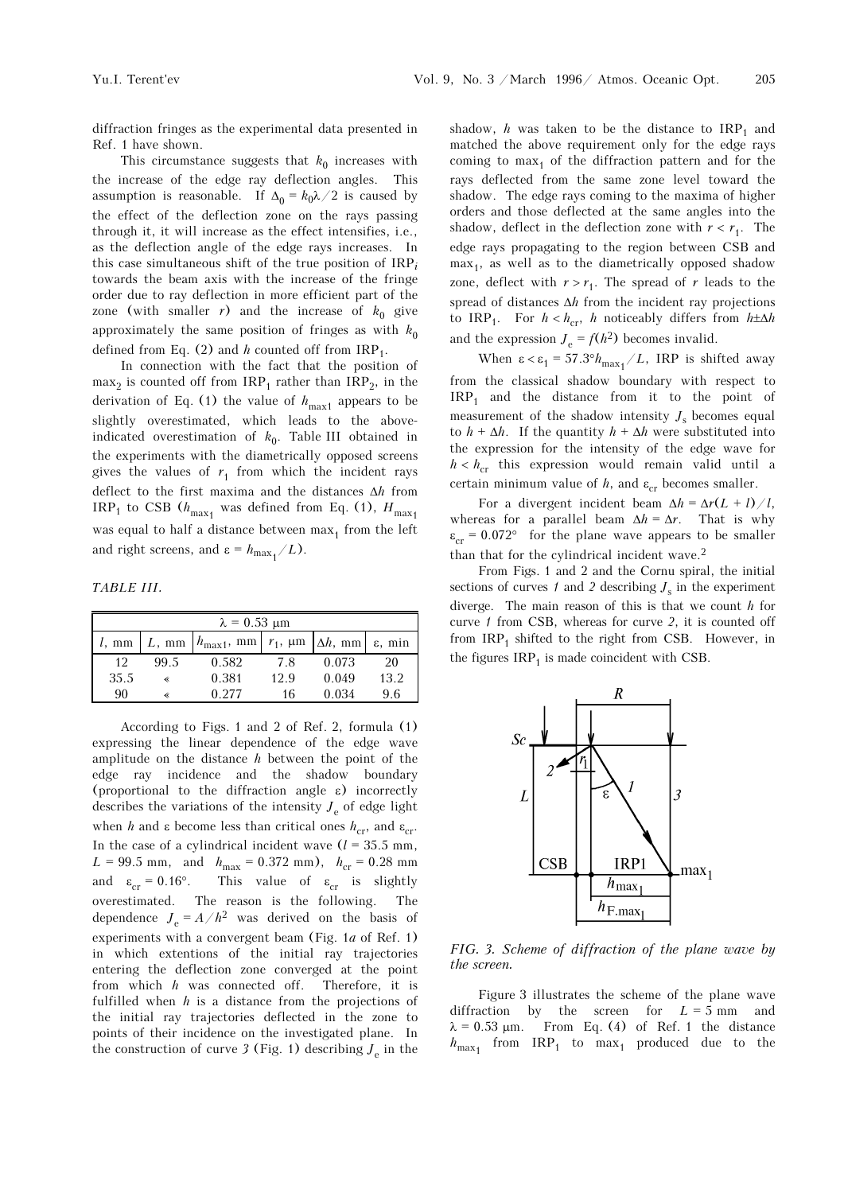diffraction fringes as the experimental data presented in Ref. 1 have shown.

This circumstance suggests that $k_0$ increases with the increase of the edge ray deflection angles. This assumption is reasonable. If $\Delta_0 = k_0\lambda/2$ is caused by the effect of the deflection zone on the rays passing through it, it will increase as the effect intensifies, i.e., as the deflection angle of the edge rays increases. In this case simultaneous shift of the true position of $IRP_i$ towards the beam axis with the increase of the fringe order due to ray deflection in more efficient part of the zone (with smaller $r$) and the increase of $k_0$ give approximately the same position of fringes as with $k_0$ defined from Eq. (2) and $h$ counted off from $IRP_1$.

In connection with the fact that the position of $max_2$ is counted off from $IRP_1$ rather than $IRP_2$, in the derivation of Eq. (1) the value of $h_{max1}$ appears to be slightly overestimated, which leads to the above-indicated overestimation of $k_0$. Table III obtained in the experiments with the diametrically opposed screens gives the values of $r_1$ from which the incident rays deflect to the first maxima and the distances $\Delta h$ from $IRP_1$ to CSB ($h_{max_1}$ was defined from Eq. (1), $H_{max_1}$ was equal to half a distance between $max_1$ from the left and right screens, and $\varepsilon = h_{max_1}/L$).

*TABLE III.*

| $\lambda = 0.53$ μm | | | | | |
|---|---|---|---|---|---|
| $l$, mm | $L$, mm | $h_{max1}$, mm | $r_1$, μm | $\Delta h$, mm | ε, min |
| 12 | 99.5 | 0.582 | 7.8 | 0.073 | 20 |
| 35.5 | « | 0.381 | 12.9 | 0.049 | 13.2 |
| 90 | « | 0.277 | 16 | 0.034 | 9.6 |

According to Figs. 1 and 2 of Ref. 2, formula (1) expressing the linear dependence of the edge wave amplitude on the distance $h$ between the point of the edge ray incidence and the shadow boundary (proportional to the diffraction angle ε) incorrectly describes the variations of the intensity $J_e$ of edge light when $h$ and ε become less than critical ones $h_{cr}$, and $\varepsilon_{cr}$. In the case of a cylindrical incident wave ($l = 35.5$ mm, $L = 99.5$ mm, and $h_{max} = 0.372$ mm), $h_{cr} = 0.28$ mm and $\varepsilon_{cr} = 0.16°$. This value of $\varepsilon_{cr}$ is slightly overestimated. The reason is the following. The dependence $J_e = A/h^2$ was derived on the basis of experiments with a convergent beam (Fig. 1*a* of Ref. 1) in which extentions of the initial ray trajectories entering the deflection zone converged at the point from which $h$ was connected off. Therefore, it is fulfilled when $h$ is a distance from the projections of the initial ray trajectories deflected in the zone to points of their incidence on the investigated plane. In the construction of curve *3* (Fig. 1) describing $J_e$ in the shadow, $h$ was taken to be the distance to $IRP_1$ and matched the above requirement only for the edge rays coming to $max_1$ of the diffraction pattern and for the rays deflected from the same zone level toward the shadow. The edge rays coming to the maxima of higher orders and those deflected at the same angles into the shadow, deflect in the deflection zone with $r < r_1$. The edge rays propagating to the region between CSB and $max_1$, as well as to the diametrically opposed shadow zone, deflect with $r > r_1$. The spread of $r$ leads to the spread of distances $\Delta h$ from the incident ray projections to $IRP_1$. For $h < h_{cr}$, $h$ noticeably differs from $h \pm \Delta h$ and the expression $J_e = f(h^2)$ becomes invalid.

When $\varepsilon < \varepsilon_1 = 57.3° h_{max_1}/L$, IRP is shifted away from the classical shadow boundary with respect to $IRP_1$ and the distance from it to the point of measurement of the shadow intensity $J_s$ becomes equal to $h + \Delta h$. If the quantity $h + \Delta h$ were substituted into the expression for the intensity of the edge wave for $h < h_{cr}$ this expression would remain valid until a certain minimum value of $h$, and $\varepsilon_{cr}$ becomes smaller.

For a divergent incident beam $\Delta h = \Delta r(L + l)/l$, whereas for a parallel beam $\Delta h = \Delta r$. That is why $\varepsilon_{cr} = 0.072°$ for the plane wave appears to be smaller than that for the cylindrical incident wave.[2]

From Figs. 1 and 2 and the Cornu spiral, the initial sections of curves *1* and *2* describing $J_s$ in the experiment diverge. The main reason of this is that we count $h$ for curve *1* from CSB, whereas for curve *2*, it is counted off from $IRP_1$ shifted to the right from CSB. However, in the figures $IRP_1$ is made coincident with CSB.

*FIG. 3. Scheme of diffraction of the plane wave by the screen.*

Figure 3 illustrates the scheme of the plane wave diffraction by the screen for $L = 5$ mm and $\lambda = 0.53$ μm. From Eq. (4) of Ref. 1 the distance $h_{max_1}$ from $IRP_1$ to $max_1$ produced due to the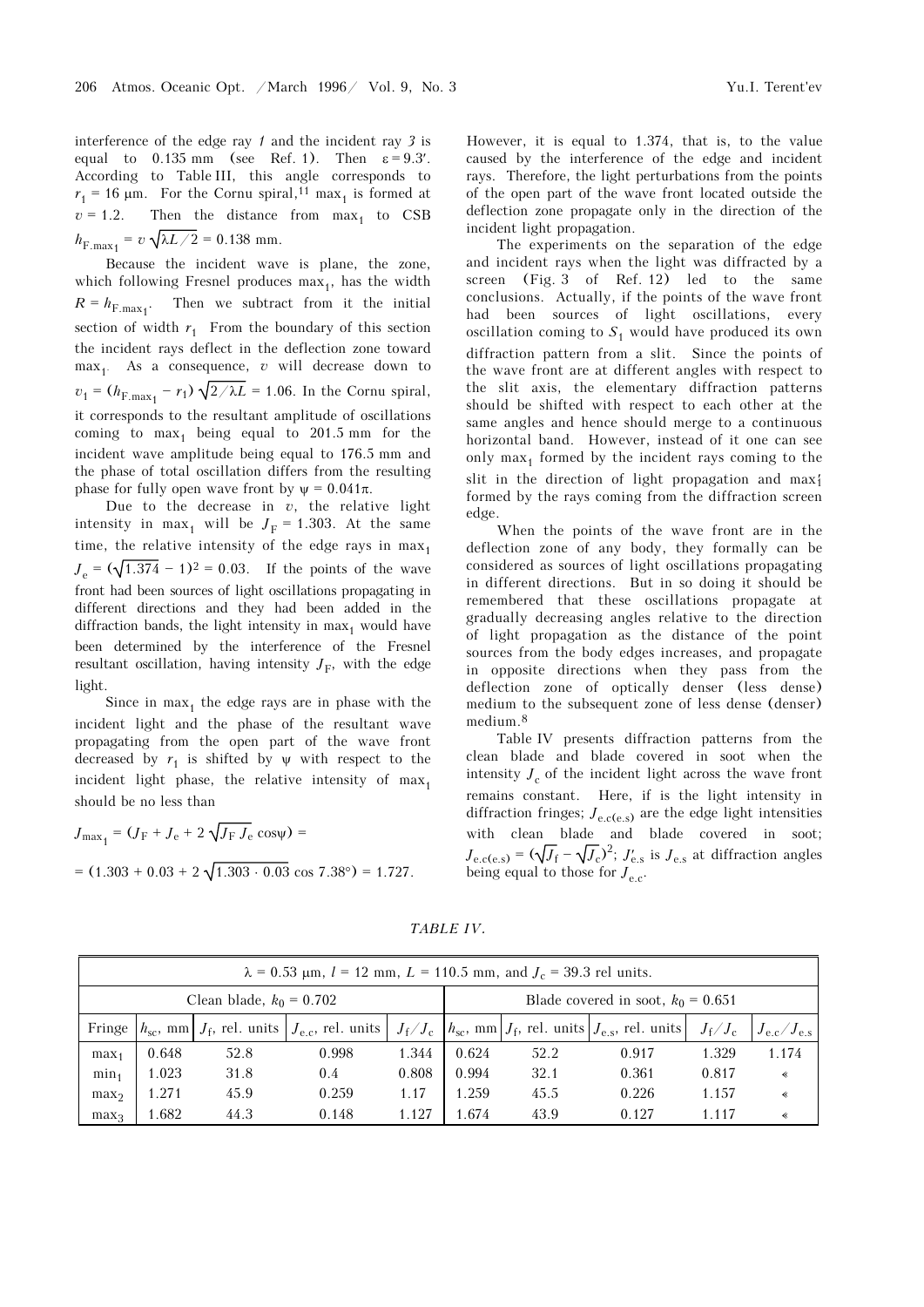interference of the edge ray *1* and the incident ray *3* is equal to 0.135 mm (see Ref. 1). Then $\varepsilon = 9.3'$. According to Table III, this angle corresponds to $r_1 = 16$ μm. For the Cornu spiral,[11] $\max_1$ is formed at $v = 1.2$. Then the distance from $\max_1$ to CSB $h_{\mathrm{F.max}_1} = v\sqrt{\lambda L/2} = 0.138$ mm.

Because the incident wave is plane, the zone, which following Fresnel produces $\max_1$, has the width $R = h_{\mathrm{F.max}_1}$. Then we subtract from it the initial section of width $r_1$. From the boundary of this section the incident rays deflect in the deflection zone toward $\max_1$. As a consequence, $v$ will decrease down to $v_1 = (h_{\mathrm{F.max}_1} - r_1)\sqrt{2/\lambda L} = 1.06$. In the Cornu spiral, it corresponds to the resultant amplitude of oscillations coming to $\max_1$ being equal to 201.5 mm for the incident wave amplitude being equal to 176.5 mm and the phase of total oscillation differs from the resulting phase for fully open wave front by $\psi = 0.041\pi$.

Due to the decrease in $v$, the relative light intensity in $\max_1$ will be $J_{\mathrm{F}} = 1.303$. At the same time, the relative intensity of the edge rays in $\max_1$ $J_{\mathrm{e}} = (\sqrt{1.374} - 1)^2 = 0.03$. If the points of the wave front had been sources of light oscillations propagating in different directions and they had been added in the diffraction bands, the light intensity in $\max_1$ would have been determined by the interference of the Fresnel resultant oscillation, having intensity $J_{\mathrm{F}}$, with the edge light.

Since in $\max_1$ the edge rays are in phase with the incident light and the phase of the resultant wave propagating from the open part of the wave front decreased by $r_1$ is shifted by $\psi$ with respect to the incident light phase, the relative intensity of $\max_1$ should be no less than

$$J_{\max_1} = (J_{\mathrm{F}} + J_{\mathrm{e}} + 2\sqrt{J_{\mathrm{F}}\,J_{\mathrm{e}}}\cos\psi) =$$

$$= (1.303 + 0.03 + 2\sqrt{1.303 \cdot 0.03}\cos 7.38°) = 1.727.$$

However, it is equal to 1.374, that is, to the value caused by the interference of the edge and incident rays. Therefore, the light perturbations from the points of the open part of the wave front located outside the deflection zone propagate only in the direction of the incident light propagation.

The experiments on the separation of the edge and incident rays when the light was diffracted by a screen (Fig. 3 of Ref. 12) led to the same conclusions. Actually, if the points of the wave front had been sources of light oscillations, every oscillation coming to $S_1$ would have produced its own diffraction pattern from a slit. Since the points of the wave front are at different angles with respect to the slit axis, the elementary diffraction patterns should be shifted with respect to each other at the same angles and hence should merge to a continuous horizontal band. However, instead of it one can see only $\max_1$ formed by the incident rays coming to the slit in the direction of light propagation and $\max_1'$ formed by the rays coming from the diffraction screen edge.

When the points of the wave front are in the deflection zone of any body, they formally can be considered as sources of light oscillations propagating in different directions. But in so doing it should be remembered that these oscillations propagate at gradually decreasing angles relative to the direction of light propagation as the distance of the point sources from the body edges increases, and propagate in opposite directions when they pass from the deflection zone of optically denser (less dense) medium to the subsequent zone of less dense (denser) medium.[8]

Table IV presents diffraction patterns from the clean blade and blade covered in soot when the intensity $J_{\mathrm{c}}$ of the incident light across the wave front remains constant. Here, if is the light intensity in diffraction fringes; $J_{\mathrm{e.c(e.s)}}$ are the edge light intensities with clean blade and blade covered in soot; $J_{\mathrm{e.c(e.s)}} = (\sqrt{J_{\mathrm{f}}} - \sqrt{J_{\mathrm{c}}})^2$; $J'_{\mathrm{e.s}}$ is $J_{\mathrm{e.s}}$ at diffraction angles being equal to those for $J_{\mathrm{e.c}}$.

*TABLE IV.*

| $\lambda = 0.53$ μm, $l = 12$ mm, $L = 110.5$ mm, and $J_{\mathrm{c}} = 39.3$ rel units. | | | | | | | | | |
|---|---|---|---|---|---|---|---|---|---|
| Clean blade, $k_0 = 0.702$ | | | | | Blade covered in soot, $k_0 = 0.651$ | | | | |
| Fringe | $h_{\mathrm{sc}}$, mm | $J_{\mathrm{f}}$, rel. units | $J_{\mathrm{e.c}}$, rel. units | $J_{\mathrm{f}}/J_{\mathrm{c}}$ | $h_{\mathrm{sc}}$, mm | $J_{\mathrm{f}}$, rel. units | $J_{\mathrm{e.s}}$, rel. units | $J_{\mathrm{f}}/J_{\mathrm{c}}$ | $J_{\mathrm{e.c}}/J_{\mathrm{e.s}}$ |
| $\max_1$ | 0.648 | 52.8 | 0.998 | 1.344 | 0.624 | 52.2 | 0.917 | 1.329 | 1.174 |
| $\min_1$ | 1.023 | 31.8 | 0.4 | 0.808 | 0.994 | 32.1 | 0.361 | 0.817 | « |
| $\max_2$ | 1.271 | 45.9 | 0.259 | 1.17 | 1.259 | 45.5 | 0.226 | 1.157 | « |
| $\max_3$ | 1.682 | 44.3 | 0.148 | 1.127 | 1.674 | 43.9 | 0.127 | 1.117 | « |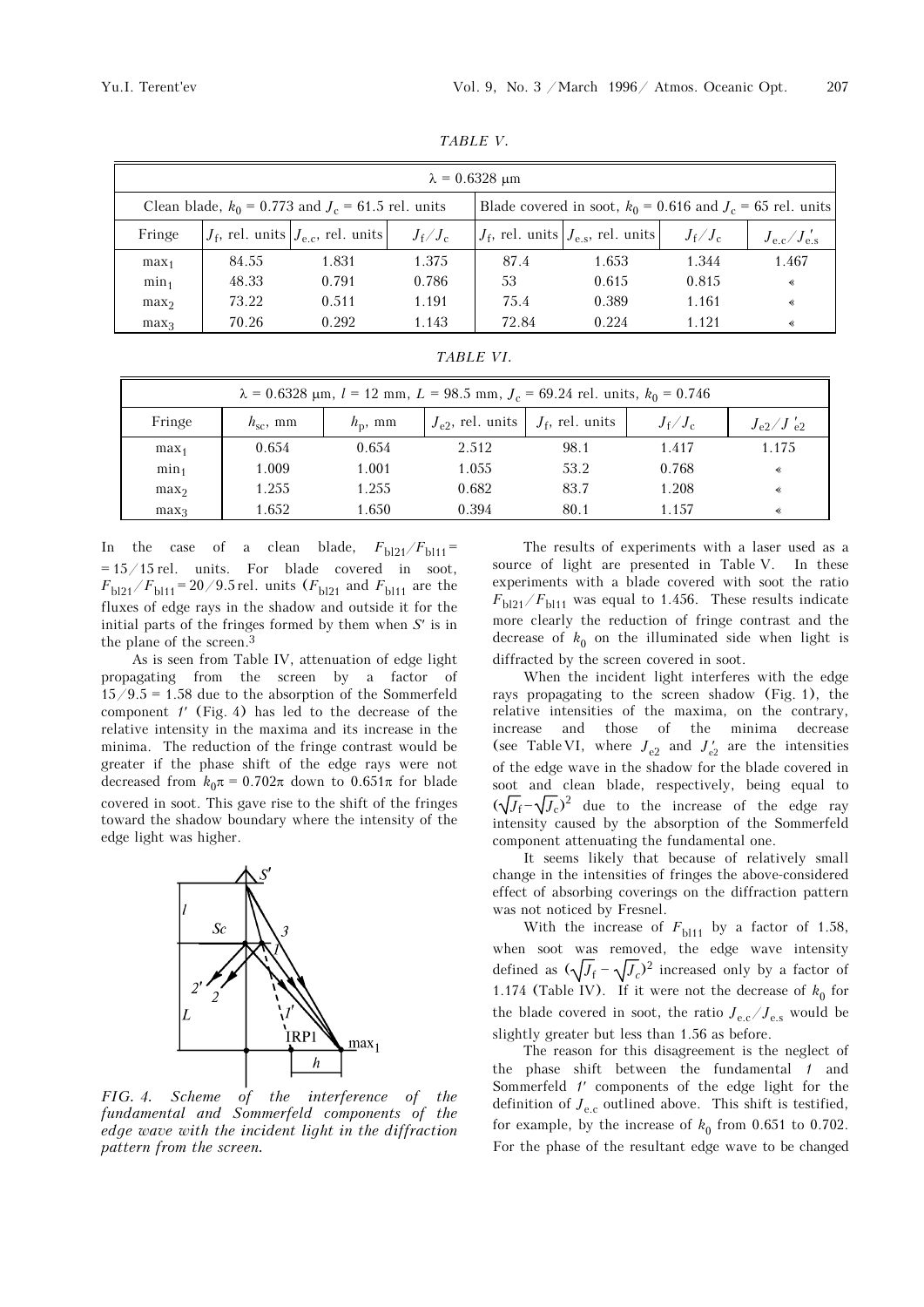*TABLE V.*

| $\lambda = 0.6328$ μm | | | | | | | |
|---|---|---|---|---|---|---|---|
| Clean blade, $k_0 = 0.773$ and $J_c = 61.5$ rel. units | | | | Blade covered in soot, $k_0 = 0.616$ and $J_c = 65$ rel. units | | | |
| Fringe | $J_f$, rel. units | $J_{e.c}$, rel. units | $J_f/J_c$ | $J_f$, rel. units | $J_{e.s}$, rel. units | $J_f/J_c$ | $J_{e.c}/J'_{e.s}$ |
| $max_1$ | 84.55 | 1.831 | 1.375 | 87.4 | 1.653 | 1.344 | 1.467 |
| $min_1$ | 48.33 | 0.791 | 0.786 | 53 | 0.615 | 0.815 | « |
| $max_2$ | 73.22 | 0.511 | 1.191 | 75.4 | 0.389 | 1.161 | « |
| $max_3$ | 70.26 | 0.292 | 1.143 | 72.84 | 0.224 | 1.121 | « |

*TABLE VI.*

| $\lambda = 0.6328$ μm, $l = 12$ mm, $L = 98.5$ mm, $J_c = 69.24$ rel. units, $k_0 = 0.746$ | | | | | | |
|---|---|---|---|---|---|---|
| Fringe | $h_{sc}$, mm | $h_p$, mm | $J_{e2}$, rel. units | $J_f$, rel. units | $J_f/J_c$ | $J_{e2}/J'_{e2}$ |
| $max_1$ | 0.654 | 0.654 | 2.512 | 98.1 | 1.417 | 1.175 |
| $min_1$ | 1.009 | 1.001 | 1.055 | 53.2 | 0.768 | « |
| $max_2$ | 1.255 | 1.255 | 0.682 | 83.7 | 1.208 | « |
| $max_3$ | 1.652 | 1.650 | 0.394 | 80.1 | 1.157 | « |

In the case of a clean blade, $F_{bl21}/F_{bl11} = 15/15$ rel. units. For blade covered in soot, $F_{bl21}/F_{bl11} = 20/9.5$ rel. units ($F_{bl21}$ and $F_{bl11}$ are the fluxes of edge rays in the shadow and outside it for the initial parts of the fringes formed by them when $S'$ is in the plane of the screen.[3]

As is seen from Table IV, attenuation of edge light propagating from the screen by a factor of $15/9.5 = 1.58$ due to the absorption of the Sommerfeld component $1'$ (Fig. 4) has led to the decrease of the relative intensity in the maxima and its increase in the minima. The reduction of the fringe contrast would be greater if the phase shift of the edge rays were not decreased from $k_0\pi = 0.702\pi$ down to $0.651\pi$ for blade covered in soot. This gave rise to the shift of the fringes toward the shadow boundary where the intensity of the edge light was higher.

*FIG. 4. Scheme of the interference of the fundamental and Sommerfeld components of the edge wave with the incident light in the diffraction pattern from the screen.*

The results of experiments with a laser used as a source of light are presented in Table V. In these experiments with a blade covered with soot the ratio $F_{bl21}/F_{bl11}$ was equal to 1.456. These results indicate more clearly the reduction of fringe contrast and the decrease of $k_0$ on the illuminated side when light is diffracted by the screen covered in soot.

When the incident light interferes with the edge rays propagating to the screen shadow (Fig. 1), the relative intensities of the maxima, on the contrary, increase and those of the minima decrease (see Table VI, where $J_{e2}$ and $J'_{e2}$ are the intensities of the edge wave in the shadow for the blade covered in soot and clean blade, respectively, being equal to $(\sqrt{J_f} - \sqrt{J_c})^2$ due to the increase of the edge ray intensity caused by the absorption of the Sommerfeld component attenuating the fundamental one.

It seems likely that because of relatively small change in the intensities of fringes the above-considered effect of absorbing coverings on the diffraction pattern was not noticed by Fresnel.

With the increase of $F_{bl11}$ by a factor of 1.58, when soot was removed, the edge wave intensity defined as $(\sqrt{J_f} - \sqrt{J_c})^2$ increased only by a factor of 1.174 (Table IV). If it were not the decrease of $k_0$ for the blade covered in soot, the ratio $J_{e.c}/J_{e.s}$ would be slightly greater but less than 1.56 as before.

The reason for this disagreement is the neglect of the phase shift between the fundamental $1$ and Sommerfeld $1'$ components of the edge light for the definition of $J_{e.c}$ outlined above. This shift is testified, for example, by the increase of $k_0$ from 0.651 to 0.702. For the phase of the resultant edge wave to be changed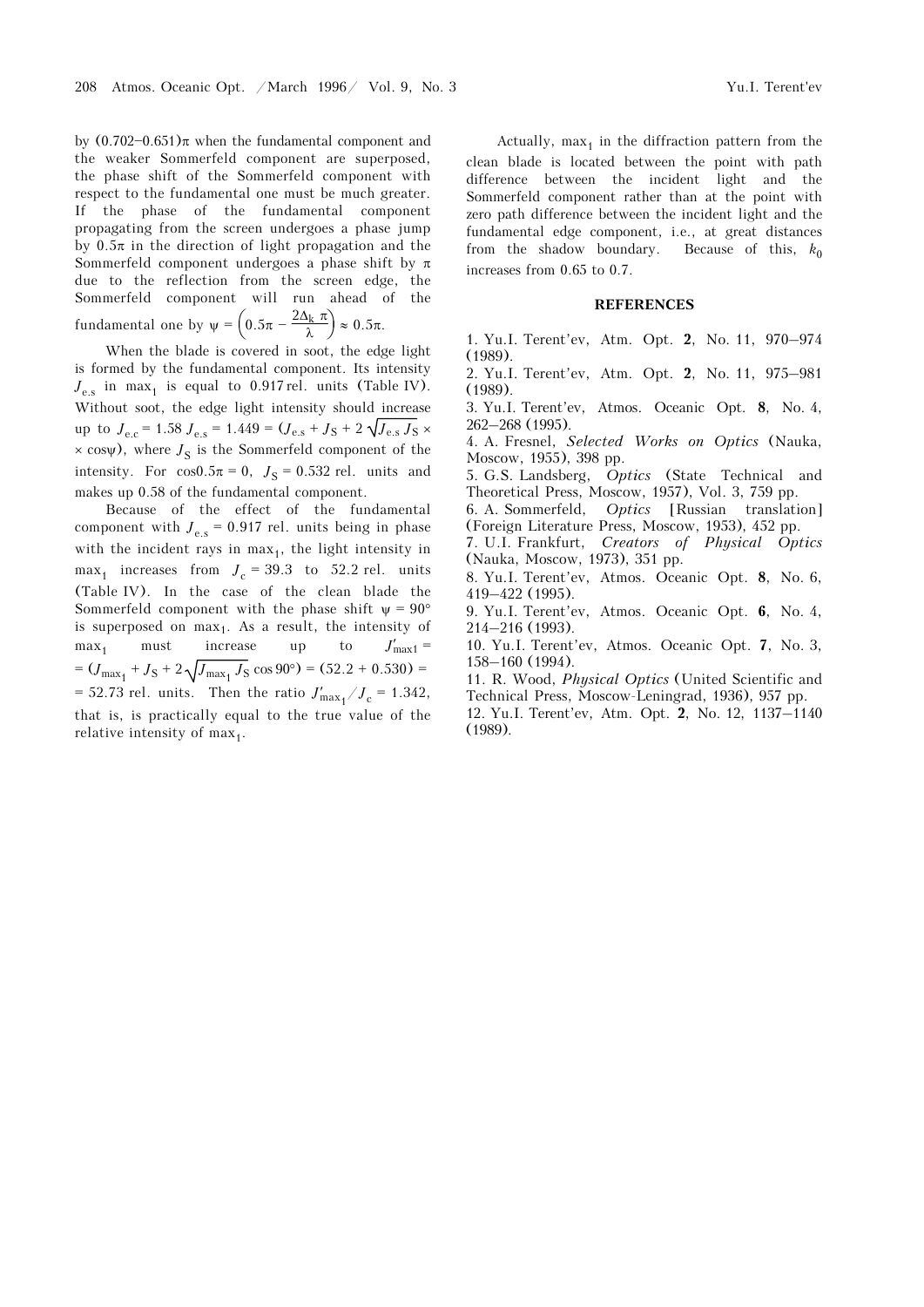by $(0.702–0.651)\pi$ when the fundamental component and the weaker Sommerfeld component are superposed, the phase shift of the Sommerfeld component with respect to the fundamental one must be much greater. If the phase of the fundamental component propagating from the screen undergoes a phase jump by $0.5\pi$ in the direction of light propagation and the Sommerfeld component undergoes a phase shift by $\pi$ due to the reflection from the screen edge, the Sommerfeld component will run ahead of the fundamental one by $\psi = \left(0.5\pi - \frac{2\Delta_k\,\pi}{\lambda}\right) \approx 0.5\pi$.

When the blade is covered in soot, the edge light is formed by the fundamental component. Its intensity $J_{e.s}$ in $\max_1$ is equal to 0.917 rel. units (Table IV). Without soot, the edge light intensity should increase up to $J_{e.c} = 1.58\,J_{e.s} = 1.449 = (J_{e.s} + J_S + 2\sqrt{J_{e.s}\,J_S} \times \cos\psi)$, where $J_S$ is the Sommerfeld component of the intensity. For $\cos 0.5\pi = 0$, $J_S = 0.532$ rel. units and makes up 0.58 of the fundamental component.

Because of the effect of the fundamental component with $J_{e.s} = 0.917$ rel. units being in phase with the incident rays in $\max_1$, the light intensity in $\max_1$ increases from $J_c = 39.3$ to 52.2 rel. units (Table IV). In the case of the clean blade the Sommerfeld component with the phase shift $\psi = 90°$ is superposed on $\max_1$. As a result, the intensity of $\max_1$ must increase up to $J'_{\max 1} = (J_{\max_1} + J_S + 2\sqrt{J_{\max_1} J_S}\cos 90°) = (52.2 + 0.530) = 52.73$ rel. units. Then the ratio $J'_{\max_1}/J_c = 1.342$, that is, is practically equal to the true value of the relative intensity of $\max_1$.

Actually, $\max_1$ in the diffraction pattern from the clean blade is located between the point with path difference between the incident light and the Sommerfeld component rather than at the point with zero path difference between the incident light and the fundamental edge component, i.e., at great distances from the shadow boundary. Because of this, $k_0$ increases from 0.65 to 0.7.

## REFERENCES

1. Yu.I. Terent'ev, Atm. Opt. **2**, No. 11, 970–974 (1989).
2. Yu.I. Terent'ev, Atm. Opt. **2**, No. 11, 975–981 (1989).
3. Yu.I. Terent'ev, Atmos. Oceanic Opt. **8**, No. 4, 262–268 (1995).
4. A. Fresnel, *Selected Works on Optics* (Nauka, Moscow, 1955), 398 pp.
5. G.S. Landsberg, *Optics* (State Technical and Theoretical Press, Moscow, 1957), Vol. 3, 759 pp.
6. A. Sommerfeld, *Optics* [Russian translation] (Foreign Literature Press, Moscow, 1953), 452 pp.
7. U.I. Frankfurt, *Creators of Physical Optics* (Nauka, Moscow, 1973), 351 pp.
8. Yu.I. Terent'ev, Atmos. Oceanic Opt. **8**, No. 6, 419–422 (1995).
9. Yu.I. Terent'ev, Atmos. Oceanic Opt. **6**, No. 4, 214–216 (1993).
10. Yu.I. Terent'ev, Atmos. Oceanic Opt. **7**, No. 3, 158–160 (1994).
11. R. Wood, *Physical Optics* (United Scientific and Technical Press, Moscow-Leningrad, 1936), 957 pp.
12. Yu.I. Terent'ev, Atm. Opt. **2**, No. 12, 1137–1140 (1989).